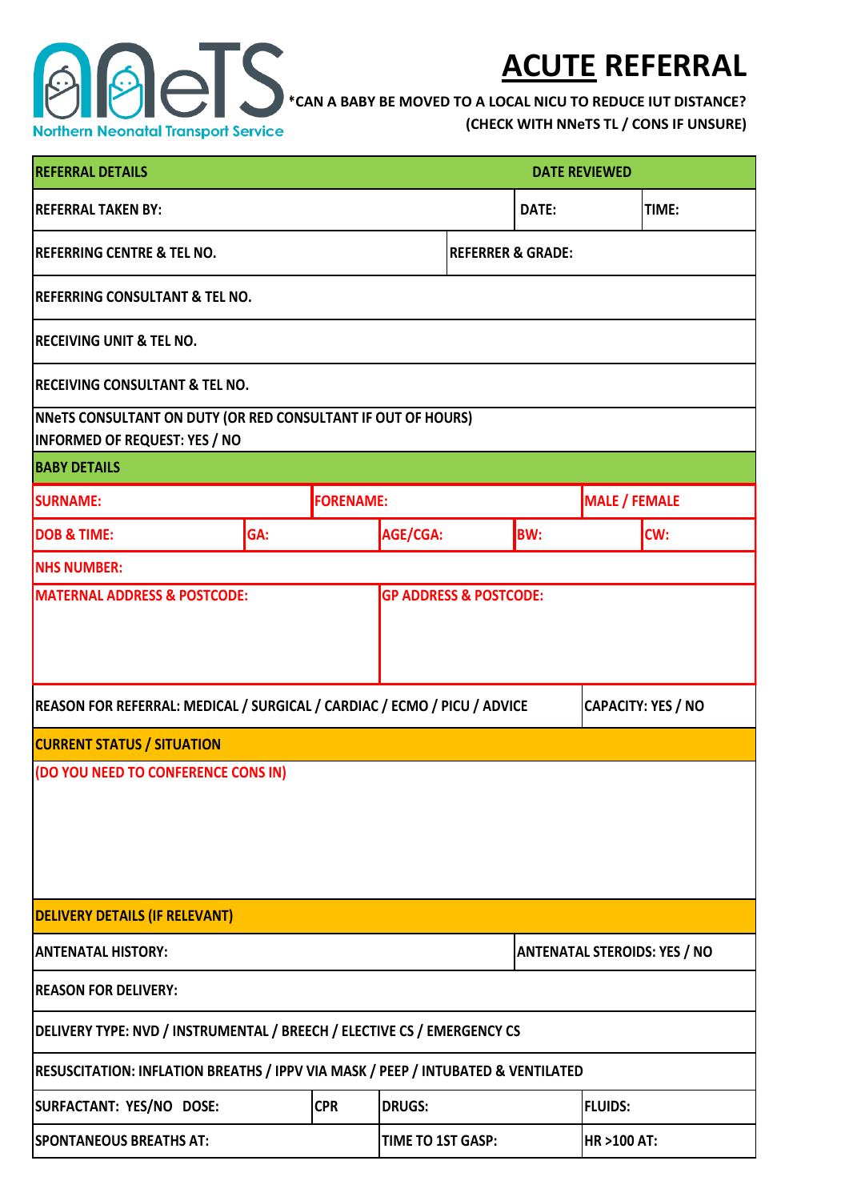NNeTS

Northern Neonatal Transport Service

# ACUTE REFERRAL

**\*CAN A BABY BE MOVED TO A LOCAL NICU TO REDUCE IUT DISTANCE? (CHECK WITH NNeTS TL / CONS IF UNSURE)**

| REFERRAL DETAILS | | | DATE REVIEWED | |
|---|---|---|---|---|
| REFERRAL TAKEN BY: | | | DATE: | TIME: |
| REFERRING CENTRE & TEL NO. | | REFERRER & GRADE: | | |
| REFERRING CONSULTANT & TEL NO. | | | | |
| RECEIVING UNIT & TEL NO. | | | | |
| RECEIVING CONSULTANT & TEL NO. | | | | |
| NNeTS CONSULTANT ON DUTY (OR RED CONSULTANT IF OUT OF HOURS) INFORMED OF REQUEST: YES / NO | | | | |

| BABY DETAILS | | | | |
|---|---|---|---|---|
| SURNAME: | FORENAME: | | MALE / FEMALE | |
| DOB & TIME: | GA: | AGE/CGA: | BW: | CW: |
| NHS NUMBER: | | | | |
| MATERNAL ADDRESS & POSTCODE: | | GP ADDRESS & POSTCODE: | | |
| REASON FOR REFERRAL: MEDICAL / SURGICAL / CARDIAC / ECMO / PICU / ADVICE | | | CAPACITY: YES / NO | |

| CURRENT STATUS / SITUATION |
|---|
| (DO YOU NEED TO CONFERENCE CONS IN) |

| DELIVERY DETAILS (IF RELEVANT) | | | |
|---|---|---|---|
| ANTENATAL HISTORY: | | | ANTENATAL STEROIDS: YES / NO |
| REASON FOR DELIVERY: | | | |
| DELIVERY TYPE: NVD / INSTRUMENTAL / BREECH / ELECTIVE CS / EMERGENCY CS | | | |
| RESUSCITATION: INFLATION BREATHS / IPPV VIA MASK / PEEP / INTUBATED & VENTILATED | | | |
| SURFACTANT: YES/NO DOSE: | CPR | DRUGS: | FLUIDS: |
| SPONTANEOUS BREATHS AT: | | TIME TO 1ST GASP: | HR >100 AT: |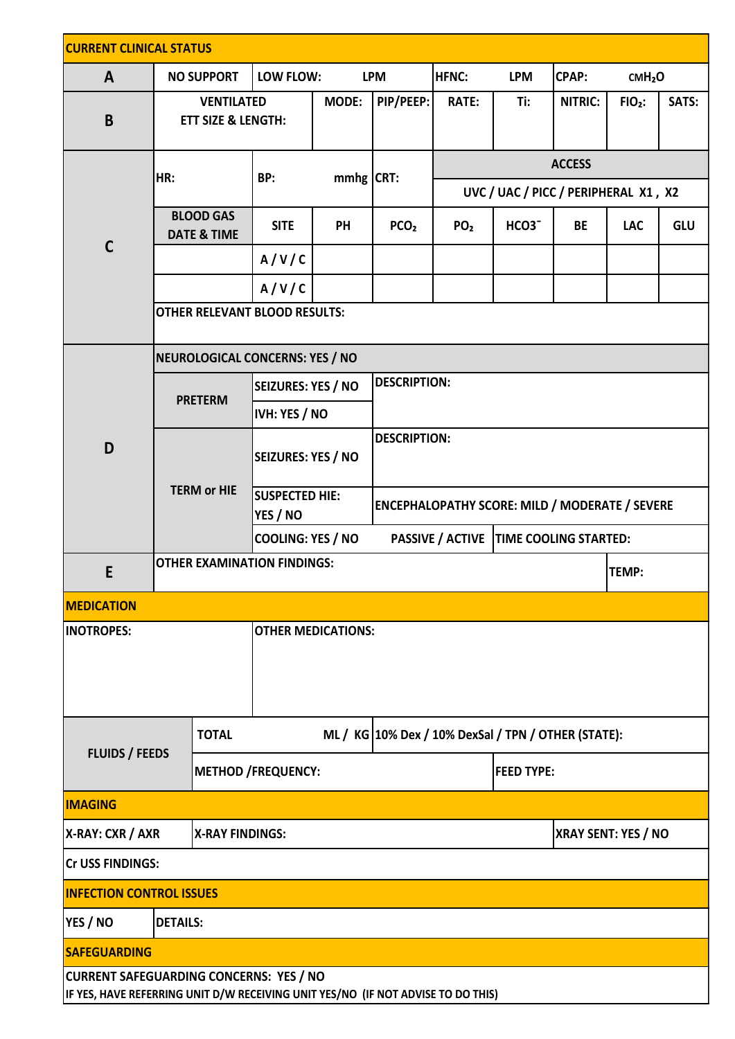## CURRENT CLINICAL STATUS

| | | | | | | | | | |
|---|---|---|---|---|---|---|---|---|---|
| **A** | **NO SUPPORT** | **LOW FLOW: LPM** | | **HFNC: LPM** | | **CPAP: $cmH_2O$** | | | |
| **B** | **VENTILATED ETT SIZE & LENGTH:** | | **MODE:** | **PIP/PEEP:** | **RATE:** | **Ti:** | **NITRIC:** | **$FIO_2$:** | **SATS:** |
| **C** | **HR:** | **BP: mmhg** | | **CRT:** | **ACCESS** UVC / UAC / PICC / PERIPHERAL X1 , X2 | | | | |
| | **BLOOD GAS DATE & TIME** | **SITE** | **PH** | **$PCO_2$** | **$PO_2$** | **$HCO3^-$** | **BE** | **LAC** | **GLU** |
| | | A / V / C | | | | | | | |
| | | A / V / C | | | | | | | |
| | **OTHER RELEVANT BLOOD RESULTS:** | | | | | | | | |
| **D** | **NEUROLOGICAL CONCERNS: YES / NO** | | | | | | | | |
| | **PRETERM** | **SEIZURES: YES / NO** | | **DESCRIPTION:** | | | | | |
| | | **IVH: YES / NO** | | | | | | | |
| | **TERM or HIE** | **SEIZURES: YES / NO** | | **DESCRIPTION:** | | | | | |
| | | **SUSPECTED HIE: YES / NO** | | **ENCEPHALOPATHY SCORE: MILD / MODERATE / SEVERE** | | | | | |
| | | **COOLING: YES / NO PASSIVE / ACTIVE** | | | | **TIME COOLING STARTED:** | | | |
| **E** | **OTHER EXAMINATION FINDINGS:** | | | | | | | **TEMP:** | |

## MEDICATION

| | |
|---|---|
| **INOTROPES:** | **OTHER MEDICATIONS:** |

| | | |
|---|---|---|
| **FLUIDS / FEEDS** | **TOTAL ML / KG** | **10% Dex / 10% DexSal / TPN / OTHER (STATE):** |
| | **METHOD /FREQUENCY:** | **FEED TYPE:** |

## IMAGING

| | | |
|---|---|---|
| **X-RAY: CXR / AXR** | **X-RAY FINDINGS:** | **XRAY SENT: YES / NO** |
| **Cr USS FINDINGS:** | | |

## INFECTION CONTROL ISSUES

| | |
|---|---|
| **YES / NO** | **DETAILS:** |

## SAFEGUARDING

**CURRENT SAFEGUARDING CONCERNS: YES / NO**
**IF YES, HAVE REFERRING UNIT D/W RECEIVING UNIT YES/NO (IF NOT ADVISE TO DO THIS)**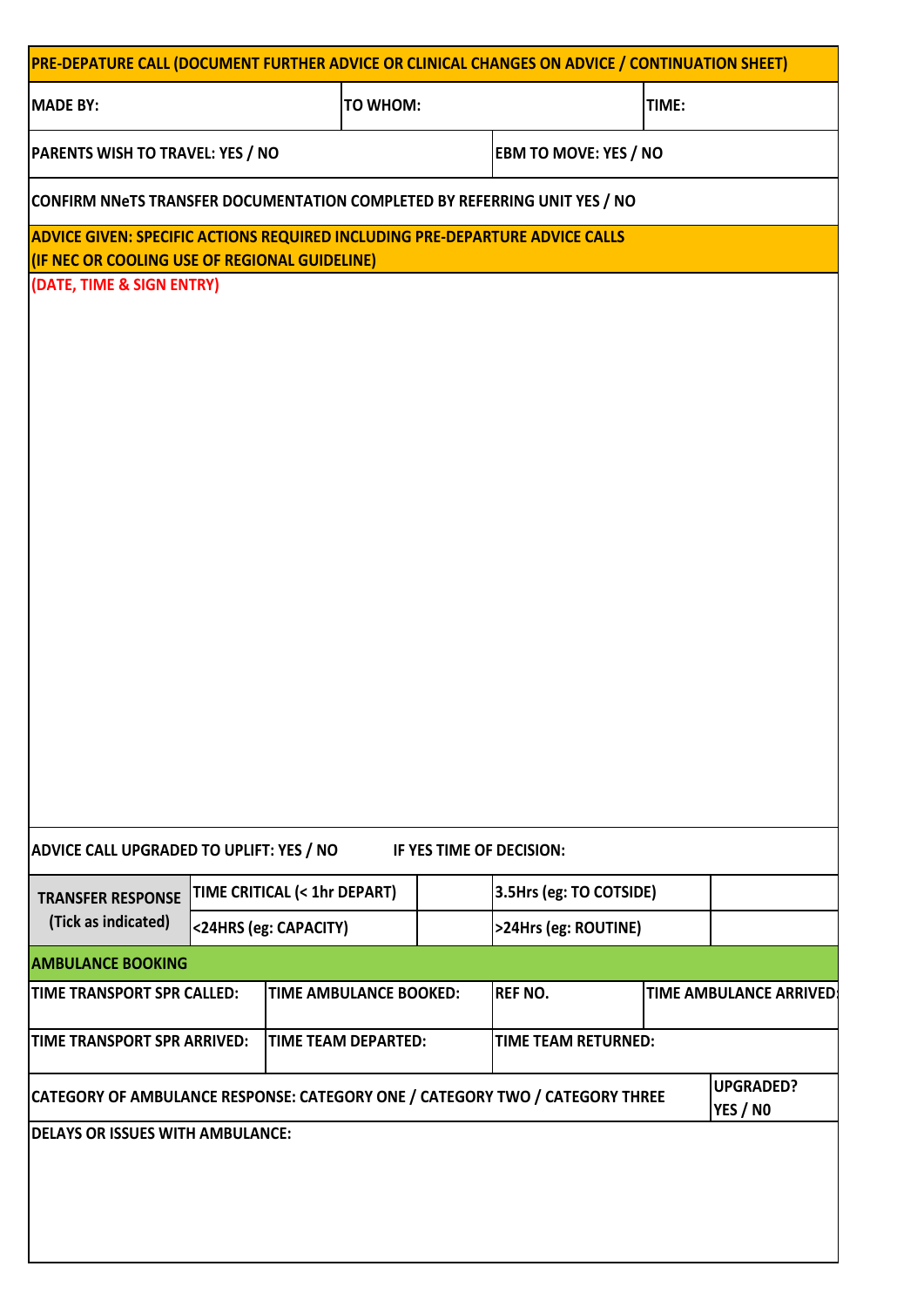## PRE-DEPATURE CALL (DOCUMENT FURTHER ADVICE OR CLINICAL CHANGES ON ADVICE / CONTINUATION SHEET)

| MADE BY: | TO WHOM: | TIME: |
|---|---|---|

| PARENTS WISH TO TRAVEL: YES / NO | EBM TO MOVE: YES / NO |
|---|---|

CONFIRM NNeTS TRANSFER DOCUMENTATION COMPLETED BY REFERRING UNIT YES / NO

## ADVICE GIVEN: SPECIFIC ACTIONS REQUIRED INCLUDING PRE-DEPARTURE ADVICE CALLS (IF NEC OR COOLING USE OF REGIONAL GUIDELINE)

(DATE, TIME & SIGN ENTRY)

ADVICE CALL UPGRADED TO UPLIFT: YES / NO IF YES TIME OF DECISION:

| TRANSFER RESPONSE (Tick as indicated) | TIME CRITICAL (< 1hr DEPART) | | 3.5Hrs (eg: TO COTSIDE) | |
|---|---|---|---|---|
| | <24HRS (eg: CAPACITY) | | >24Hrs (eg: ROUTINE) | |

## AMBULANCE BOOKING

| TIME TRANSPORT SPR CALLED: | TIME AMBULANCE BOOKED: | REF NO. | TIME AMBULANCE ARRIVED: |
|---|---|---|---|
| TIME TRANSPORT SPR ARRIVED: | TIME TEAM DEPARTED: | TIME TEAM RETURNED: | |

| CATEGORY OF AMBULANCE RESPONSE: CATEGORY ONE / CATEGORY TWO / CATEGORY THREE | UPGRADED? YES / N0 |
|---|---|

DELAYS OR ISSUES WITH AMBULANCE: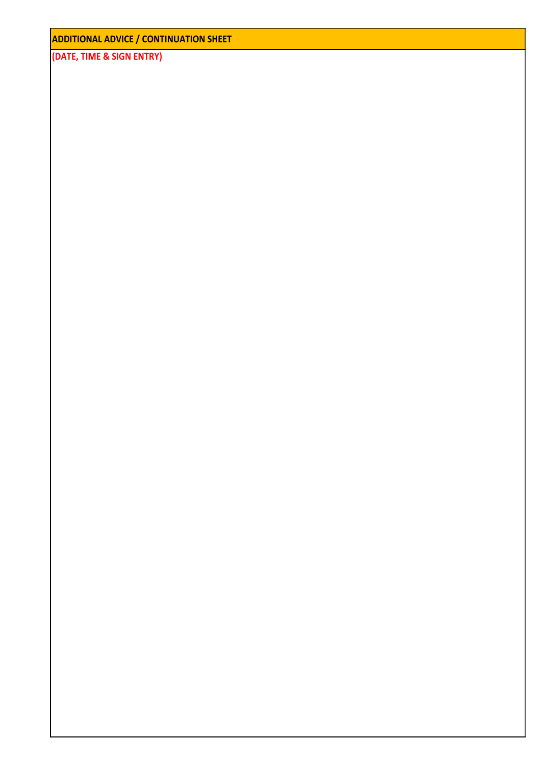**ADDITIONAL ADVICE / CONTINUATION SHEET**

**(DATE, TIME & SIGN ENTRY)**